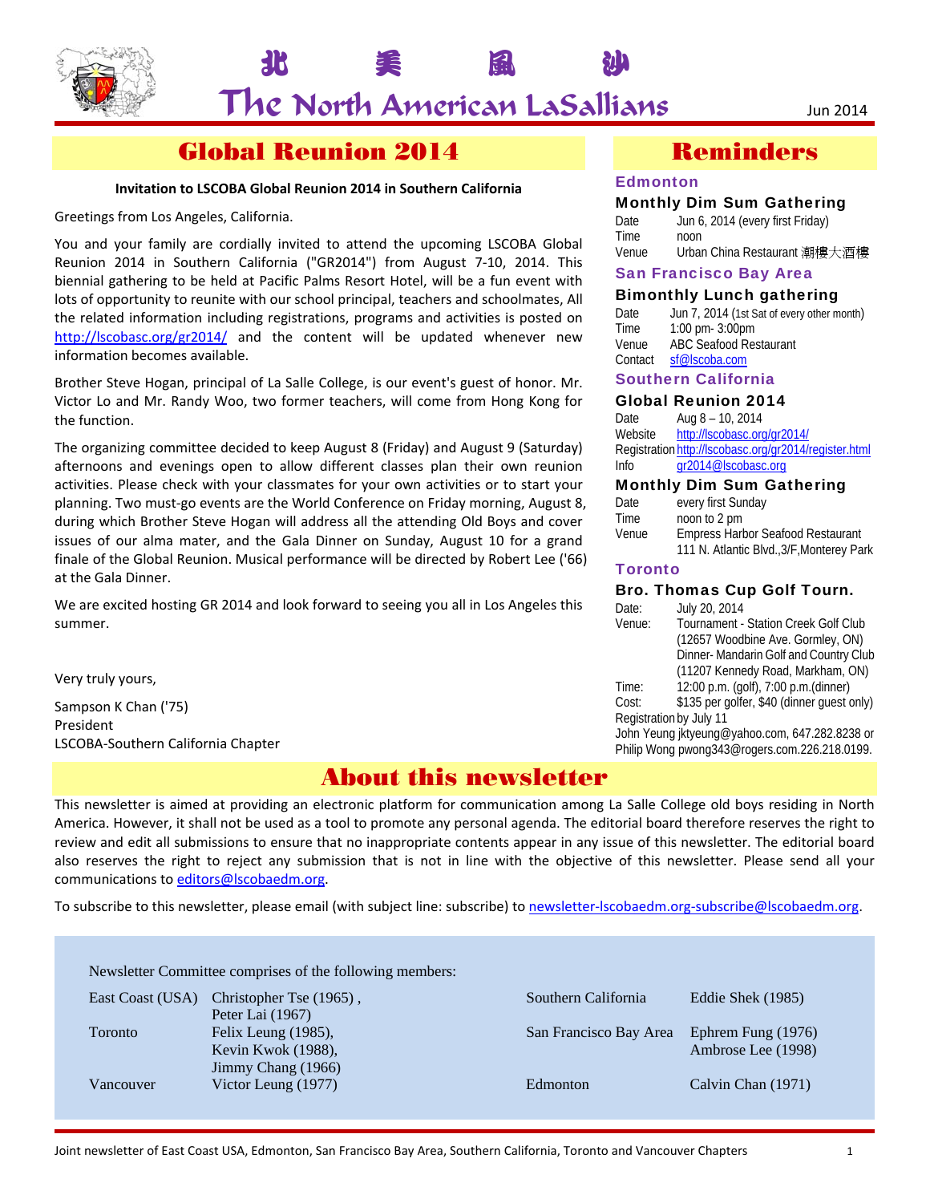# 北 美 風 沙

# The North American LaSallians

Jun 2014

## Global Reunion 2014

**Invitation to LSCOBA Global Reunion 2014 in Southern California**

Greetings from Los Angeles, California.

You and your family are cordially invited to attend the upcoming LSCOBA Global Reunion 2014 in Southern California ("GR2014") from August 7-10, 2014. This biennial gathering to be held at Pacific Palms Resort Hotel, will be a fun event with lots of opportunity to reunite with our school principal, teachers and schoolmates, All the related information including registrations, programs and activities is posted on http://lscobasc.org/gr2014/ and the content will be updated whenever new information becomes available.

Brother Steve Hogan, principal of La Salle College, is our event's guest of honor. Mr. Victor Lo and Mr. Randy Woo, two former teachers, will come from Hong Kong for the function.

The organizing committee decided to keep August 8 (Friday) and August 9 (Saturday) afternoons and evenings open to allow different classes plan their own reunion activities. Please check with your classmates for your own activities or to start your planning. Two must-go events are the World Conference on Friday morning, August 8, during which Brother Steve Hogan will address all the attending Old Boys and cover issues of our alma mater, and the Gala Dinner on Sunday, August 10 for a grand finale of the Global Reunion. Musical performance will be directed by Robert Lee ('66) at the Gala Dinner.

We are excited hosting GR 2014 and look forward to seeing you all in Los Angeles this summer.

Very truly yours,

Sampson K Chan ('75)
President
LSCOBA-Southern California Chapter

## Reminders

### Edmonton

**Monthly Dim Sum Gathering**

Date Jun 6, 2014 (every first Friday)
Time noon
Venue Urban China Restaurant 潮樓大酒樓

### San Francisco Bay Area

**Bimonthly Lunch gathering**

Date Jun 7, 2014 (1st Sat of every other month)
Time 1:00 pm- 3:00pm
Venue ABC Seafood Restaurant
Contact sf@lscoba.com

### Southern California

**Global Reunion 2014**

Date Aug 8 – 10, 2014
Website http://lscobasc.org/gr2014/
Registration http://lscobasc.org/gr2014/register.html
Info gr2014@lscobasc.org

**Monthly Dim Sum Gathering**

Date every first Sunday
Time noon to 2 pm
Venue Empress Harbor Seafood Restaurant
111 N. Atlantic Blvd.,3/F,Monterey Park

### Toronto

**Bro. Thomas Cup Golf Tourn.**

Date: July 20, 2014
Venue: Tournament - Station Creek Golf Club (12657 Woodbine Ave. Gormley, ON)
Dinner- Mandarin Golf and Country Club (11207 Kennedy Road, Markham, ON)
Time: 12:00 p.m. (golf), 7:00 p.m.(dinner)
Cost: $135 per golfer, $40 (dinner guest only)
Registration by July 11
John Yeung jktyeung@yahoo.com, 647.282.8238 or Philip Wong pwong343@rogers.com.226.218.0199.

## About this newsletter

This newsletter is aimed at providing an electronic platform for communication among La Salle College old boys residing in North America. However, it shall not be used as a tool to promote any personal agenda. The editorial board therefore reserves the right to review and edit all submissions to ensure that no inappropriate contents appear in any issue of this newsletter. The editorial board also reserves the right to reject any submission that is not in line with the objective of this newsletter. Please send all your communications to editors@lscobaedm.org.

To subscribe to this newsletter, please email (with subject line: subscribe) to newsletter-lscobaedm.org-subscribe@lscobaedm.org.

Newsletter Committee comprises of the following members:

| | | | |
|---|---|---|---|
| East Coast (USA) | Christopher Tse (1965), Peter Lai (1967) | Southern California | Eddie Shek (1985) |
| Toronto | Felix Leung (1985), Kevin Kwok (1988), Jimmy Chang (1966) | San Francisco Bay Area | Ephrem Fung (1976) Ambrose Lee (1998) |
| Vancouver | Victor Leung (1977) | Edmonton | Calvin Chan (1971) |

Joint newsletter of East Coast USA, Edmonton, San Francisco Bay Area, Southern California, Toronto and Vancouver Chapters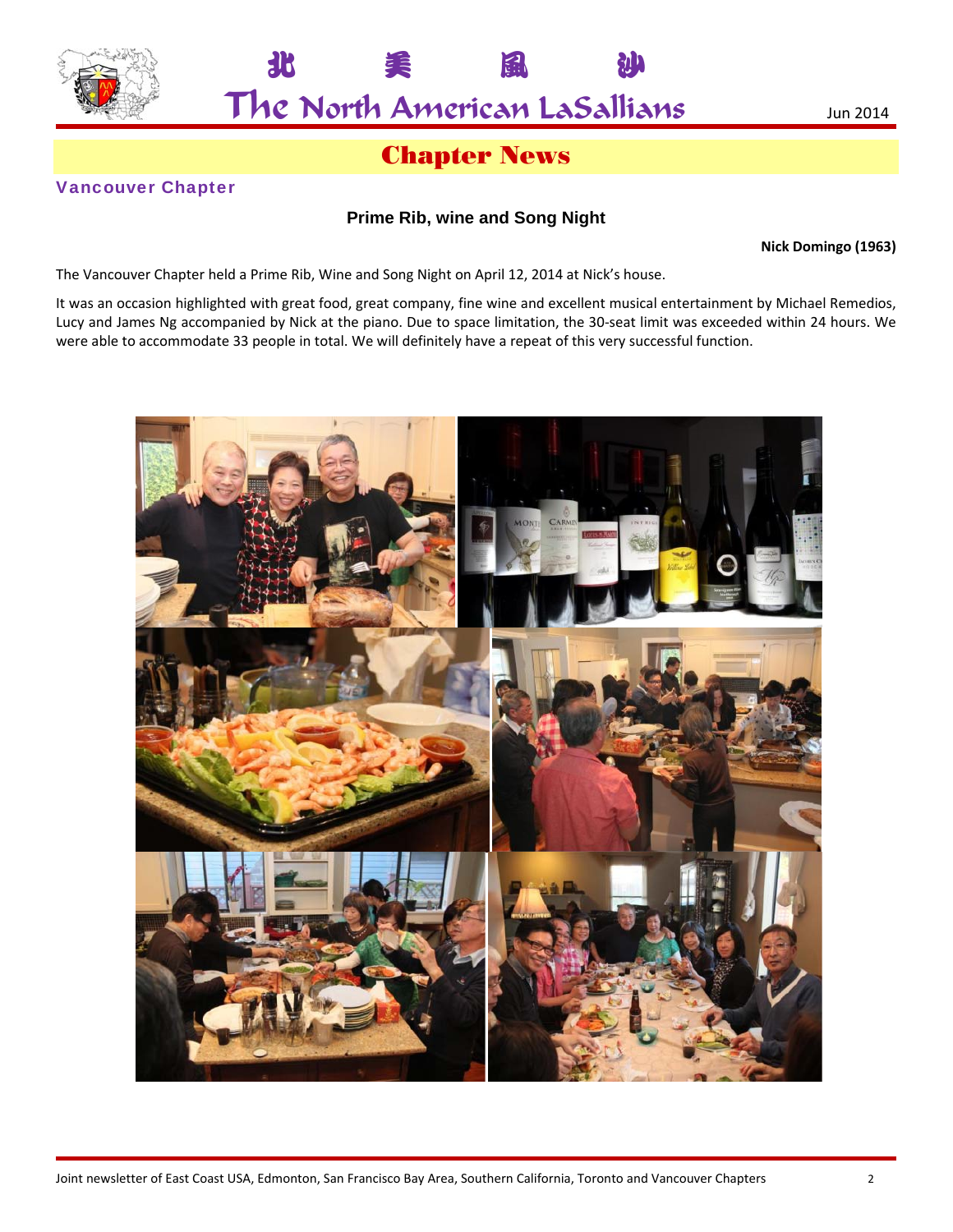## Chapter News

### Vancouver Chapter

### Prime Rib, wine and Song Night

**Nick Domingo (1963)**

The Vancouver Chapter held a Prime Rib, Wine and Song Night on April 12, 2014 at Nick's house.

It was an occasion highlighted with great food, great company, fine wine and excellent musical entertainment by Michael Remedios, Lucy and James Ng accompanied by Nick at the piano. Due to space limitation, the 30-seat limit was exceeded within 24 hours. We were able to accommodate 33 people in total. We will definitely have a repeat of this very successful function.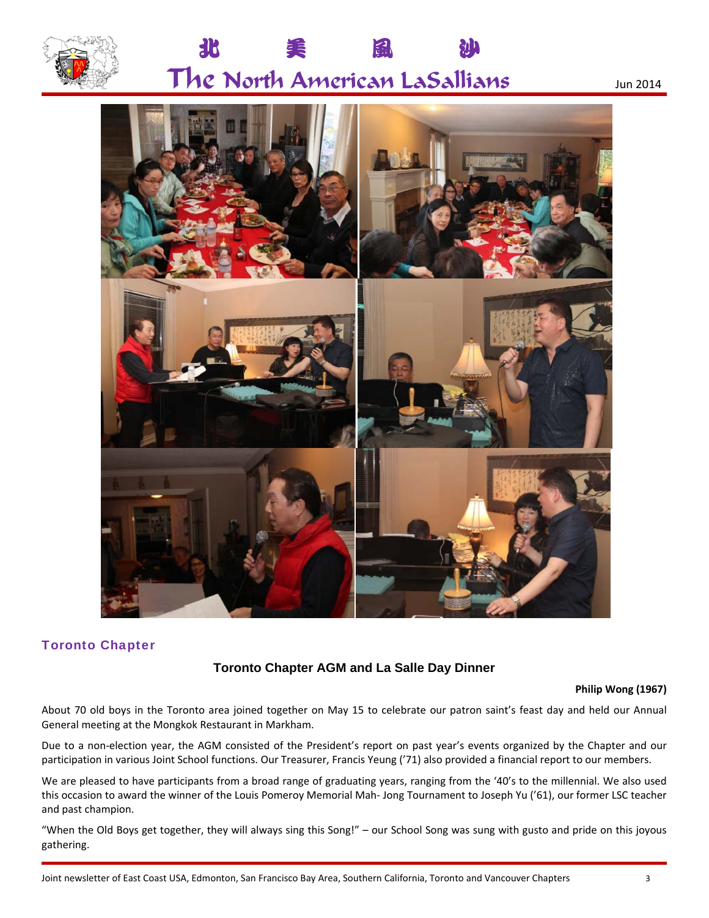## Toronto Chapter

### Toronto Chapter AGM and La Salle Day Dinner

**Philip Wong (1967)**

About 70 old boys in the Toronto area joined together on May 15 to celebrate our patron saint's feast day and held our Annual General meeting at the Mongkok Restaurant in Markham.

Due to a non-election year, the AGM consisted of the President's report on past year's events organized by the Chapter and our participation in various Joint School functions. Our Treasurer, Francis Yeung ('71) also provided a financial report to our members.

We are pleased to have participants from a broad range of graduating years, ranging from the '40's to the millennial. We also used this occasion to award the winner of the Louis Pomeroy Memorial Mah- Jong Tournament to Joseph Yu ('61), our former LSC teacher and past champion.

"When the Old Boys get together, they will always sing this Song!" – our School Song was sung with gusto and pride on this joyous gathering.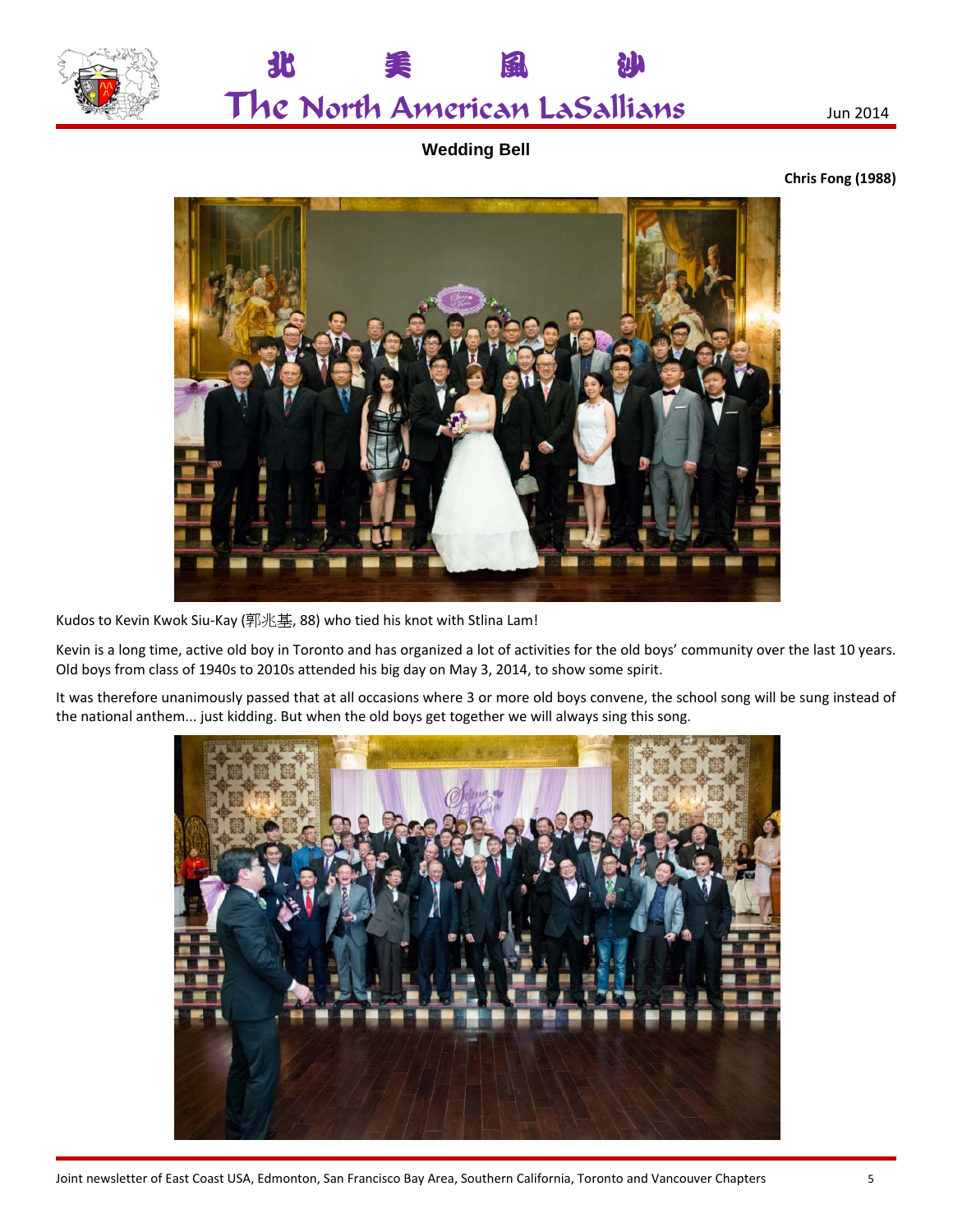## Wedding Bell

**Chris Fong (1988)**

Kudos to Kevin Kwok Siu-Kay (郭兆基, 88) who tied his knot with Stlina Lam!

Kevin is a long time, active old boy in Toronto and has organized a lot of activities for the old boys' community over the last 10 years. Old boys from class of 1940s to 2010s attended his big day on May 3, 2014, to show some spirit.

It was therefore unanimously passed that at all occasions where 3 or more old boys convene, the school song will be sung instead of the national anthem... just kidding. But when the old boys get together we will always sing this song.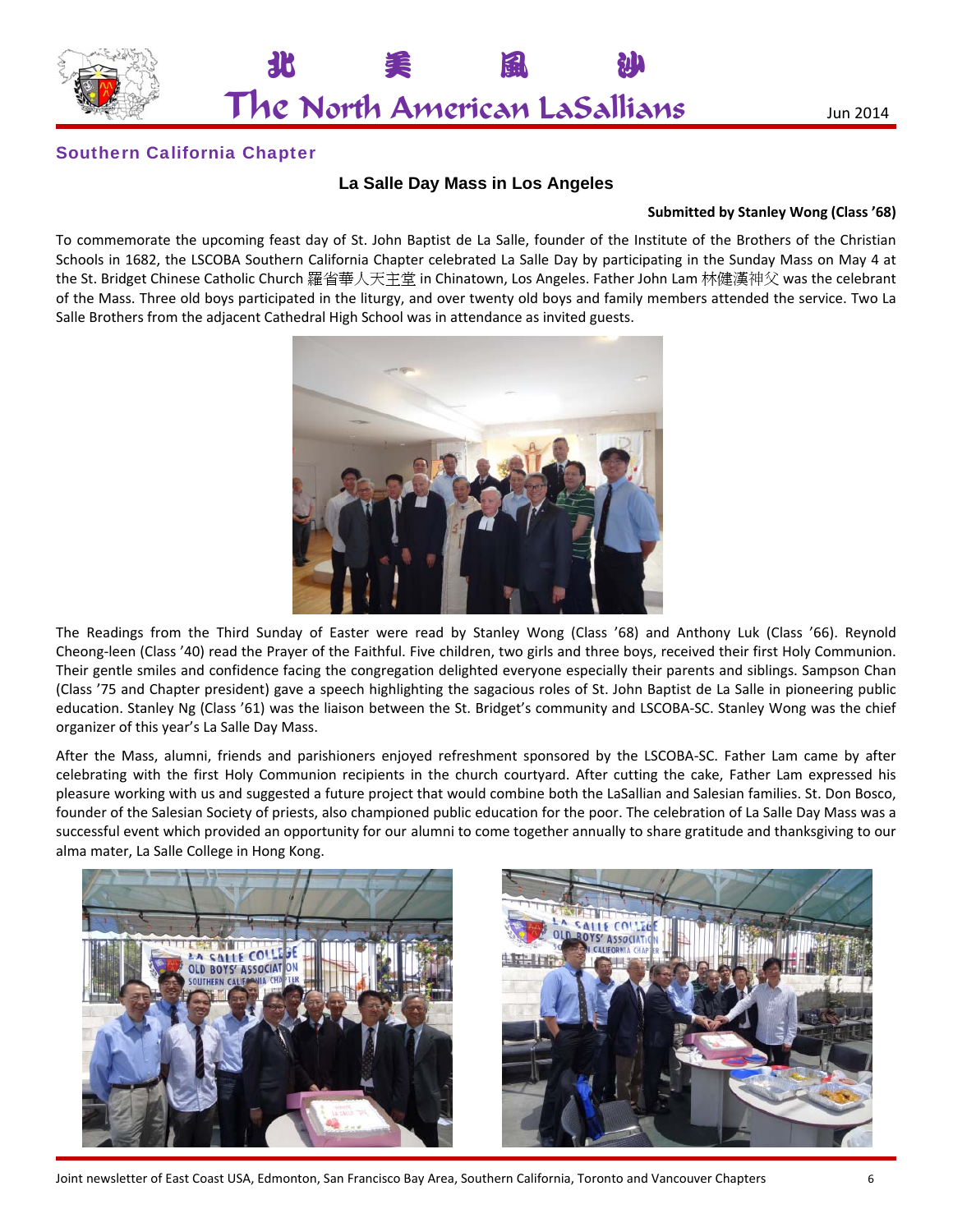## Southern California Chapter

### La Salle Day Mass in Los Angeles

**Submitted by Stanley Wong (Class '68)**

To commemorate the upcoming feast day of St. John Baptist de La Salle, founder of the Institute of the Brothers of the Christian Schools in 1682, the LSCOBA Southern California Chapter celebrated La Salle Day by participating in the Sunday Mass on May 4 at the St. Bridget Chinese Catholic Church 羅省華人天主堂 in Chinatown, Los Angeles. Father John Lam 林健漢神父 was the celebrant of the Mass. Three old boys participated in the liturgy, and over twenty old boys and family members attended the service. Two La Salle Brothers from the adjacent Cathedral High School was in attendance as invited guests.

The Readings from the Third Sunday of Easter were read by Stanley Wong (Class '68) and Anthony Luk (Class '66). Reynold Cheong-leen (Class '40) read the Prayer of the Faithful. Five children, two girls and three boys, received their first Holy Communion. Their gentle smiles and confidence facing the congregation delighted everyone especially their parents and siblings. Sampson Chan (Class '75 and Chapter president) gave a speech highlighting the sagacious roles of St. John Baptist de La Salle in pioneering public education. Stanley Ng (Class '61) was the liaison between the St. Bridget's community and LSCOBA-SC. Stanley Wong was the chief organizer of this year's La Salle Day Mass.

After the Mass, alumni, friends and parishioners enjoyed refreshment sponsored by the LSCOBA-SC. Father Lam came by after celebrating with the first Holy Communion recipients in the church courtyard. After cutting the cake, Father Lam expressed his pleasure working with us and suggested a future project that would combine both the LaSallian and Salesian families. St. Don Bosco, founder of the Salesian Society of priests, also championed public education for the poor. The celebration of La Salle Day Mass was a successful event which provided an opportunity for our alumni to come together annually to share gratitude and thanksgiving to our alma mater, La Salle College in Hong Kong.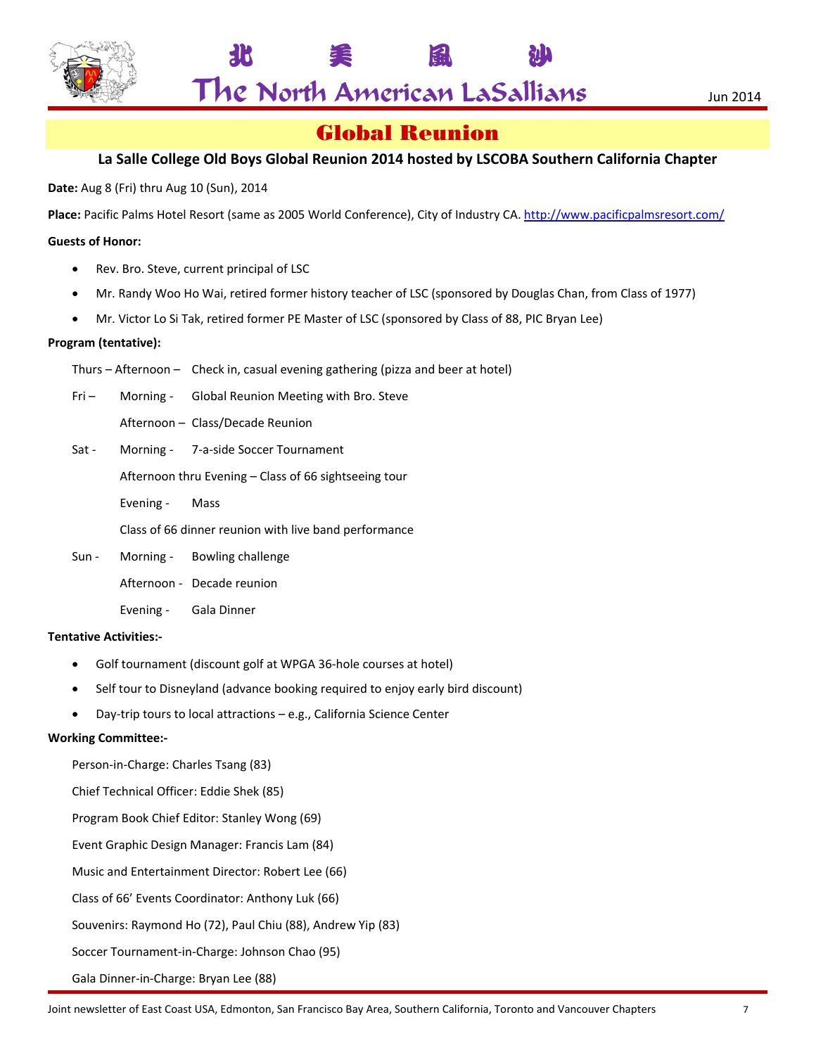# Global Reunion

### La Salle College Old Boys Global Reunion 2014 hosted by LSCOBA Southern California Chapter

**Date:** Aug 8 (Fri) thru Aug 10 (Sun), 2014

**Place:** Pacific Palms Hotel Resort (same as 2005 World Conference), City of Industry CA. http://www.pacificpalmsresort.com/

**Guests of Honor:**

- Rev. Bro. Steve, current principal of LSC
- Mr. Randy Woo Ho Wai, retired former history teacher of LSC (sponsored by Douglas Chan, from Class of 1977)
- Mr. Victor Lo Si Tak, retired former PE Master of LSC (sponsored by Class of 88, PIC Bryan Lee)

**Program (tentative):**

Thurs – Afternoon – Check in, casual evening gathering (pizza and beer at hotel)

Fri – Morning - Global Reunion Meeting with Bro. Steve

Afternoon – Class/Decade Reunion

Sat - Morning - 7-a-side Soccer Tournament

Afternoon thru Evening – Class of 66 sightseeing tour

Evening - Mass

Class of 66 dinner reunion with live band performance

Sun - Morning - Bowling challenge

Afternoon - Decade reunion

Evening - Gala Dinner

**Tentative Activities:-**

- Golf tournament (discount golf at WPGA 36-hole courses at hotel)
- Self tour to Disneyland (advance booking required to enjoy early bird discount)
- Day-trip tours to local attractions – e.g., California Science Center

**Working Committee:-**

Person-in-Charge: Charles Tsang (83)

Chief Technical Officer: Eddie Shek (85)

Program Book Chief Editor: Stanley Wong (69)

Event Graphic Design Manager: Francis Lam (84)

Music and Entertainment Director: Robert Lee (66)

Class of 66' Events Coordinator: Anthony Luk (66)

Souvenirs: Raymond Ho (72), Paul Chiu (88), Andrew Yip (83)

Soccer Tournament-in-Charge: Johnson Chao (95)

Gala Dinner-in-Charge: Bryan Lee (88)